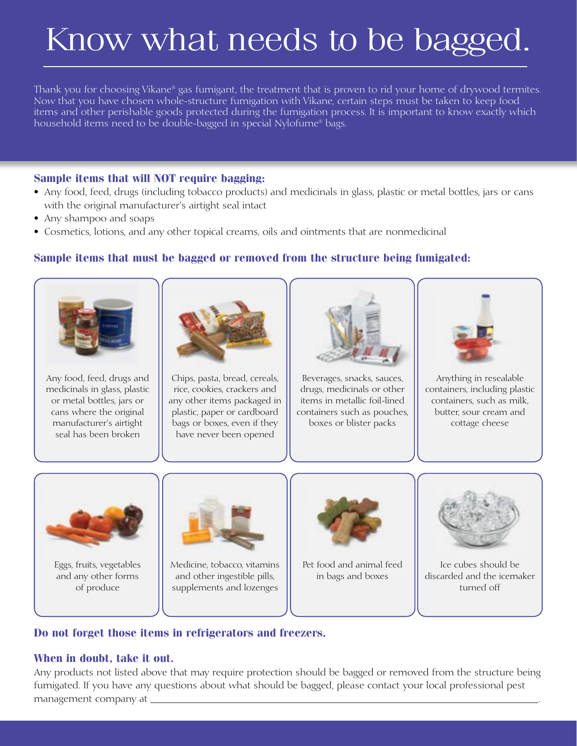# Know what needs to be bagged.

Thank you for choosing Vikane® gas fumigant, the treatment that is proven to rid your home of drywood termites. Now that you have chosen whole-structure fumigation with Vikane, certain steps must be taken to keep food items and other perishable goods protected during the fumigation process. It is important to know exactly which household items need to be double-bagged in special Nylofume® bags.

### Sample items that will NOT require bagging:

- Any food, feed, drugs (including tobacco products) and medicinals in glass, plastic or metal bottles, jars or cans with the original manufacturer's airtight seal intact
- Any shampoo and soaps
- Cosmetics, lotions, and any other topical creams, oils and ointments that are nonmedicinal

### Sample items that must be bagged or removed from the structure being fumigated:

- Any food, feed, drugs and medicinals in glass, plastic or metal bottles, jars or cans where the original manufacturer's airtight seal has been broken
- Chips, pasta, bread, cereals, rice, cookies, crackers and any other items packaged in plastic, paper or cardboard bags or boxes, even if they have never been opened
- Beverages, snacks, sauces, drugs, medicinals or other items in metallic foil-lined containers such as pouches, boxes or blister packs
- Anything in resealable containers, including plastic containers, such as milk, butter, sour cream and cottage cheese
- Eggs, fruits, vegetables and any other forms of produce
- Medicine, tobacco, vitamins and other ingestible pills, supplements and lozenges
- Pet food and animal feed in bags and boxes
- Ice cubes should be discarded and the icemaker turned off

### Do not forget those items in refrigerators and freezers.

### When in doubt, take it out.

Any products not listed above that may require protection should be bagged or removed from the structure being fumigated. If you have any questions about what should be bagged, please contact your local professional pest management company at ______________________________.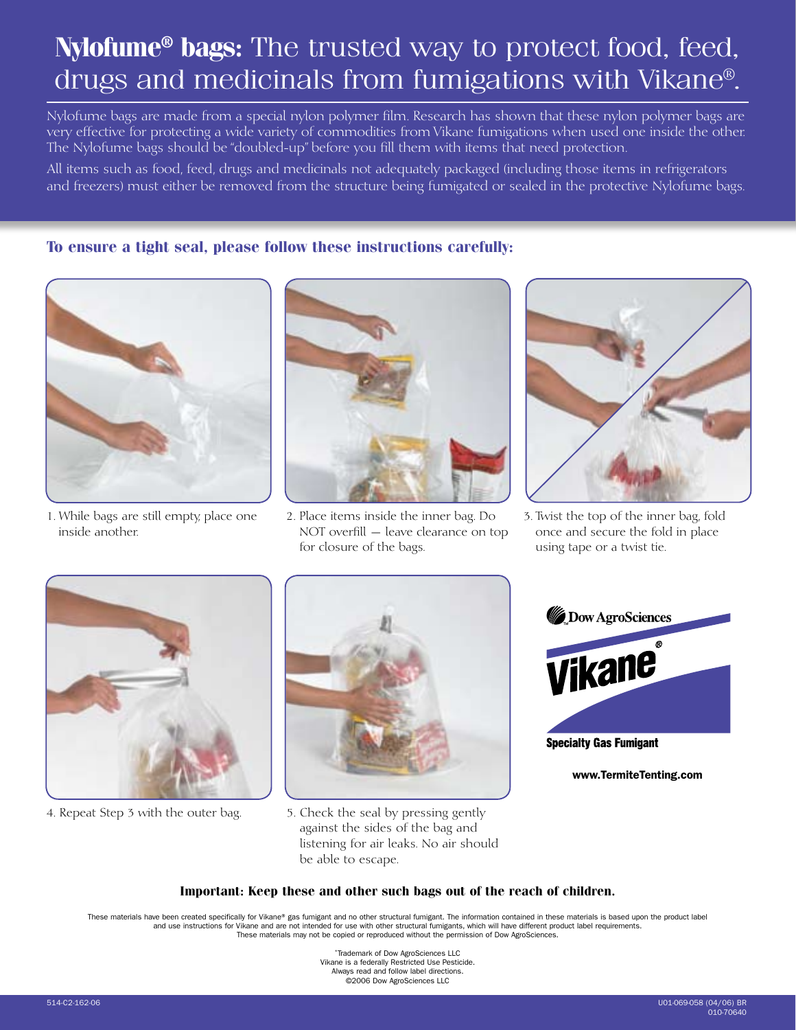# **Nylofume® bags:** The trusted way to protect food, feed, drugs and medicinals from fumigations with Vikane®.

Nylofume bags are made from a special nylon polymer film. Research has shown that these nylon polymer bags are very effective for protecting a wide variety of commodities from Vikane fumigations when used one inside the other. The Nylofume bags should be "doubled-up" before you fill them with items that need protection.

All items such as food, feed, drugs and medicinals not adequately packaged (including those items in refrigerators and freezers) must either be removed from the structure being fumigated or sealed in the protective Nylofume bags.

### To ensure a tight seal, please follow these instructions carefully:

1. While bags are still empty, place one inside another.
2. Place items inside the inner bag. Do NOT overfill — leave clearance on top for closure of the bags.
3. Twist the top of the inner bag, fold once and secure the fold in place using tape or a twist tie.
4. Repeat Step 3 with the outer bag.
5. Check the seal by pressing gently against the sides of the bag and listening for air leaks. No air should be able to escape.

Dow AgroSciences

Vikane®

**Specialty Gas Fumigant**

**www.TermiteTenting.com**

**Important: Keep these and other such bags out of the reach of children.**

These materials have been created specifically for Vikane® gas fumigant and no other structural fumigant. The information contained in these materials is based upon the product label and use instructions for Vikane and are not intended for use with other structural fumigants, which will have different product label requirements. These materials may not be copied or reproduced without the permission of Dow AgroSciences.

®Trademark of Dow AgroSciences LLC
Vikane is a federally Restricted Use Pesticide.
Always read and follow label directions.
©2006 Dow AgroSciences LLC

514-C2-162-06

U01-069-058 (04/06) BR
010-70640